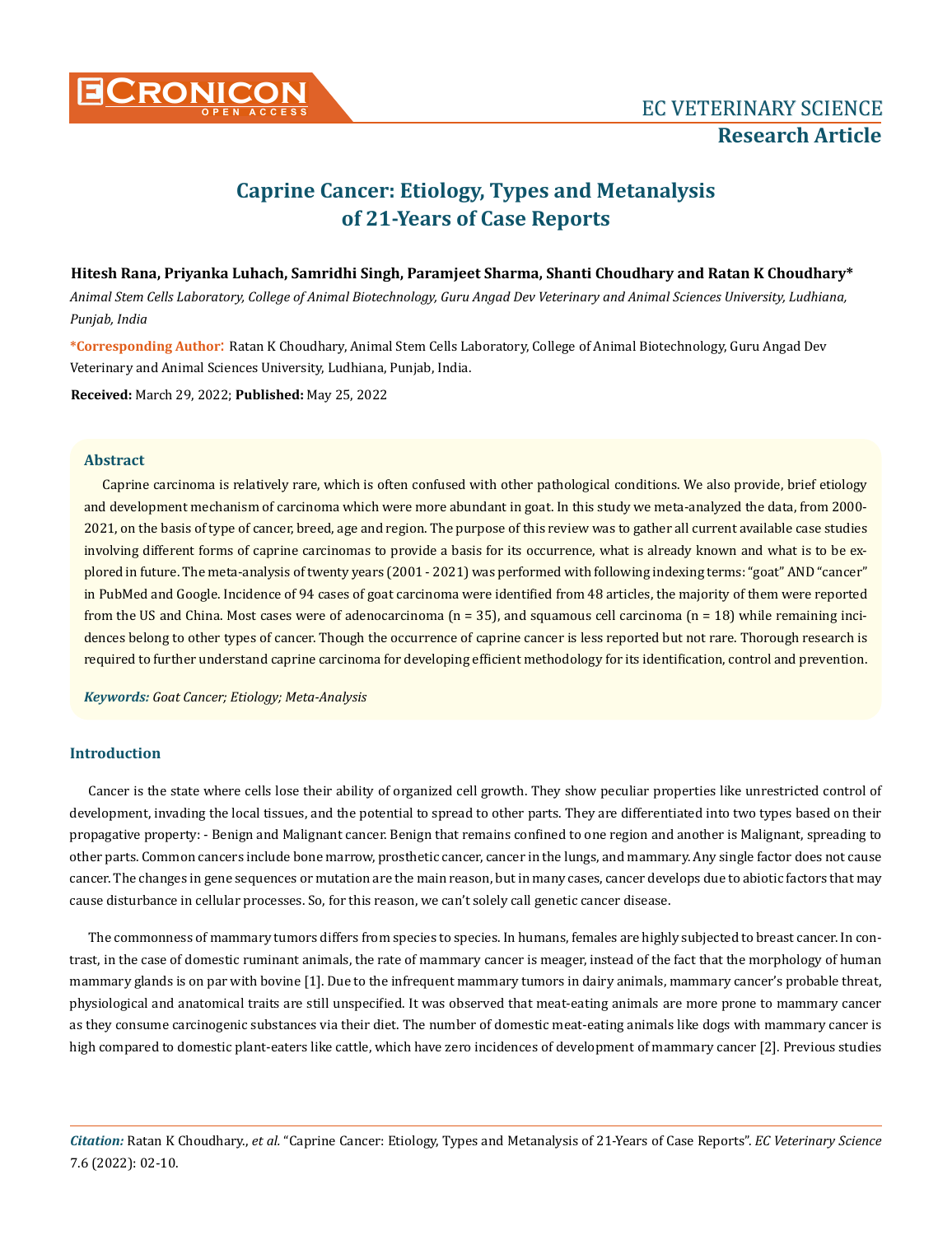# Caprine Cancer: Etiology, Types and Metanalysis of 21-Years of Case Reports

**Hitesh Rana, Priyanka Luhach, Samridhi Singh, Paramjeet Sharma, Shanti Choudhary and Ratan K Choudhary***

*Animal Stem Cells Laboratory, College of Animal Biotechnology, Guru Angad Dev Veterinary and Animal Sciences University, Ludhiana, Punjab, India*

**\*Corresponding Author:** Ratan K Choudhary, Animal Stem Cells Laboratory, College of Animal Biotechnology, Guru Angad Dev Veterinary and Animal Sciences University, Ludhiana, Punjab, India.

**Received:** March 29, 2022; **Published:** May 25, 2022

## Abstract

Caprine carcinoma is relatively rare, which is often confused with other pathological conditions. We also provide, brief etiology and development mechanism of carcinoma which were more abundant in goat. In this study we meta-analyzed the data, from 2000-2021, on the basis of type of cancer, breed, age and region. The purpose of this review was to gather all current available case studies involving different forms of caprine carcinomas to provide a basis for its occurrence, what is already known and what is to be explored in future. The meta-analysis of twenty years (2001 - 2021) was performed with following indexing terms: "goat" AND "cancer" in PubMed and Google. Incidence of 94 cases of goat carcinoma were identified from 48 articles, the majority of them were reported from the US and China. Most cases were of adenocarcinoma (n = 35), and squamous cell carcinoma (n = 18) while remaining incidences belong to other types of cancer. Though the occurrence of caprine cancer is less reported but not rare. Thorough research is required to further understand caprine carcinoma for developing efficient methodology for its identification, control and prevention.

***Keywords:** Goat Cancer; Etiology; Meta-Analysis*

## Introduction

Cancer is the state where cells lose their ability of organized cell growth. They show peculiar properties like unrestricted control of development, invading the local tissues, and the potential to spread to other parts. They are differentiated into two types based on their propagative property: - Benign and Malignant cancer. Benign that remains confined to one region and another is Malignant, spreading to other parts. Common cancers include bone marrow, prosthetic cancer, cancer in the lungs, and mammary. Any single factor does not cause cancer. The changes in gene sequences or mutation are the main reason, but in many cases, cancer develops due to abiotic factors that may cause disturbance in cellular processes. So, for this reason, we can't solely call genetic cancer disease.

The commonness of mammary tumors differs from species to species. In humans, females are highly subjected to breast cancer. In contrast, in the case of domestic ruminant animals, the rate of mammary cancer is meager, instead of the fact that the morphology of human mammary glands is on par with bovine [1]. Due to the infrequent mammary tumors in dairy animals, mammary cancer's probable threat, physiological and anatomical traits are still unspecified. It was observed that meat-eating animals are more prone to mammary cancer as they consume carcinogenic substances via their diet. The number of domestic meat-eating animals like dogs with mammary cancer is high compared to domestic plant-eaters like cattle, which have zero incidences of development of mammary cancer [2]. Previous studies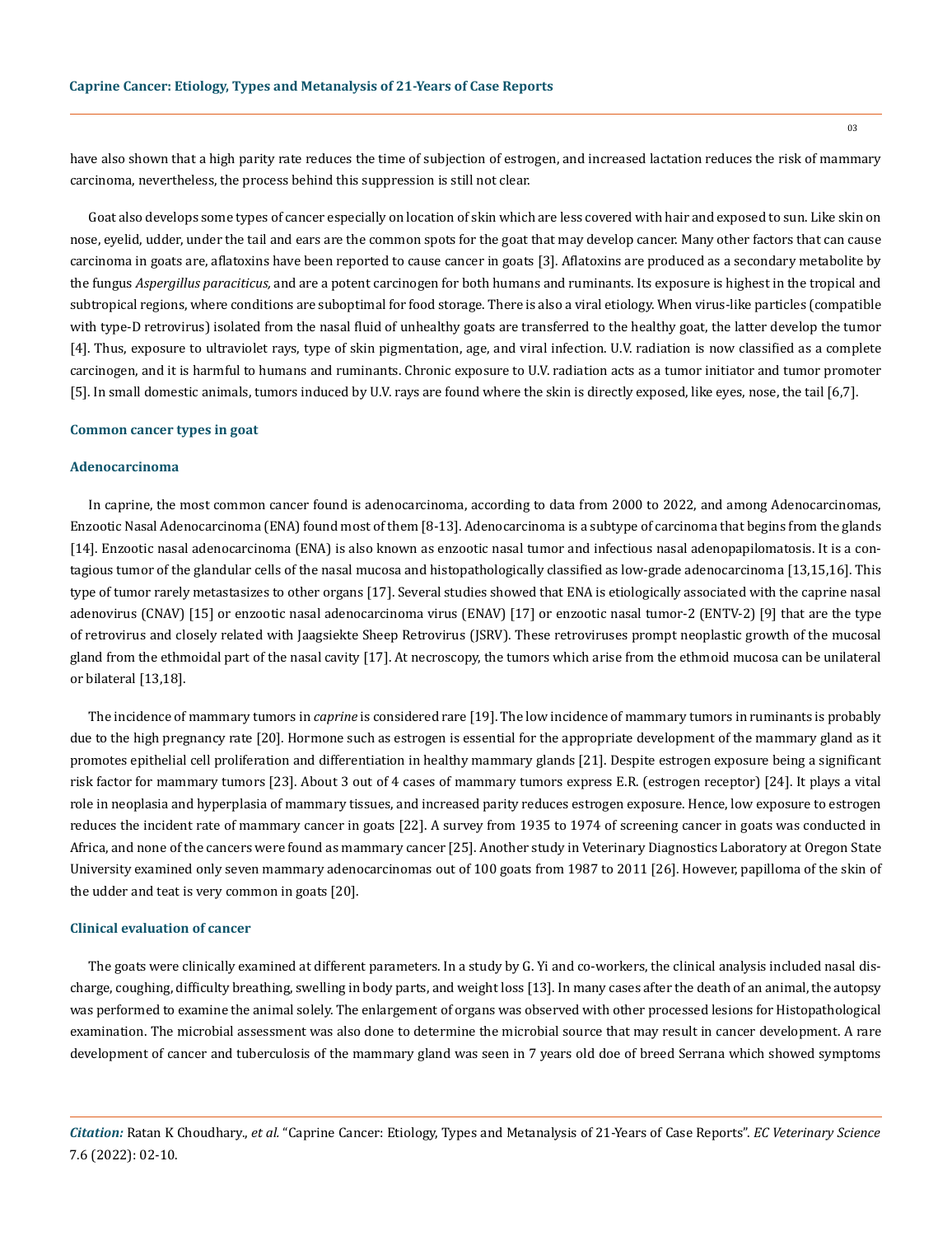have also shown that a high parity rate reduces the time of subjection of estrogen, and increased lactation reduces the risk of mammary carcinoma, nevertheless, the process behind this suppression is still not clear.

Goat also develops some types of cancer especially on location of skin which are less covered with hair and exposed to sun. Like skin on nose, eyelid, udder, under the tail and ears are the common spots for the goat that may develop cancer. Many other factors that can cause carcinoma in goats are, aflatoxins have been reported to cause cancer in goats [3]. Aflatoxins are produced as a secondary metabolite by the fungus *Aspergillus paraciticus,* and are a potent carcinogen for both humans and ruminants. Its exposure is highest in the tropical and subtropical regions, where conditions are suboptimal for food storage. There is also a viral etiology. When virus-like particles (compatible with type-D retrovirus) isolated from the nasal fluid of unhealthy goats are transferred to the healthy goat, the latter develop the tumor [4]. Thus, exposure to ultraviolet rays, type of skin pigmentation, age, and viral infection. U.V. radiation is now classified as a complete carcinogen, and it is harmful to humans and ruminants. Chronic exposure to U.V. radiation acts as a tumor initiator and tumor promoter [5]. In small domestic animals, tumors induced by U.V. rays are found where the skin is directly exposed, like eyes, nose, the tail [6,7].

## Common cancer types in goat

### Adenocarcinoma

In caprine, the most common cancer found is adenocarcinoma, according to data from 2000 to 2022, and among Adenocarcinomas, Enzootic Nasal Adenocarcinoma (ENA) found most of them [8-13]. Adenocarcinoma is a subtype of carcinoma that begins from the glands [14]. Enzootic nasal adenocarcinoma (ENA) is also known as enzootic nasal tumor and infectious nasal adenopapilomatosis. It is a contagious tumor of the glandular cells of the nasal mucosa and histopathologically classified as low-grade adenocarcinoma [13,15,16]. This type of tumor rarely metastasizes to other organs [17]. Several studies showed that ENA is etiologically associated with the caprine nasal adenovirus (CNAV) [15] or enzootic nasal adenocarcinoma virus (ENAV) [17] or enzootic nasal tumor-2 (ENTV-2) [9] that are the type of retrovirus and closely related with Jaagsiekte Sheep Retrovirus (JSRV). These retroviruses prompt neoplastic growth of the mucosal gland from the ethmoidal part of the nasal cavity [17]. At necroscopy, the tumors which arise from the ethmoid mucosa can be unilateral or bilateral [13,18].

The incidence of mammary tumors in *caprine* is considered rare [19]. The low incidence of mammary tumors in ruminants is probably due to the high pregnancy rate [20]. Hormone such as estrogen is essential for the appropriate development of the mammary gland as it promotes epithelial cell proliferation and differentiation in healthy mammary glands [21]. Despite estrogen exposure being a significant risk factor for mammary tumors [23]. About 3 out of 4 cases of mammary tumors express E.R. (estrogen receptor) [24]. It plays a vital role in neoplasia and hyperplasia of mammary tissues, and increased parity reduces estrogen exposure. Hence, low exposure to estrogen reduces the incident rate of mammary cancer in goats [22]. A survey from 1935 to 1974 of screening cancer in goats was conducted in Africa, and none of the cancers were found as mammary cancer [25]. Another study in Veterinary Diagnostics Laboratory at Oregon State University examined only seven mammary adenocarcinomas out of 100 goats from 1987 to 2011 [26]. However, papilloma of the skin of the udder and teat is very common in goats [20].

## Clinical evaluation of cancer

The goats were clinically examined at different parameters. In a study by G. Yi and co-workers, the clinical analysis included nasal discharge, coughing, difficulty breathing, swelling in body parts, and weight loss [13]. In many cases after the death of an animal, the autopsy was performed to examine the animal solely. The enlargement of organs was observed with other processed lesions for Histopathological examination. The microbial assessment was also done to determine the microbial source that may result in cancer development. A rare development of cancer and tuberculosis of the mammary gland was seen in 7 years old doe of breed Serrana which showed symptoms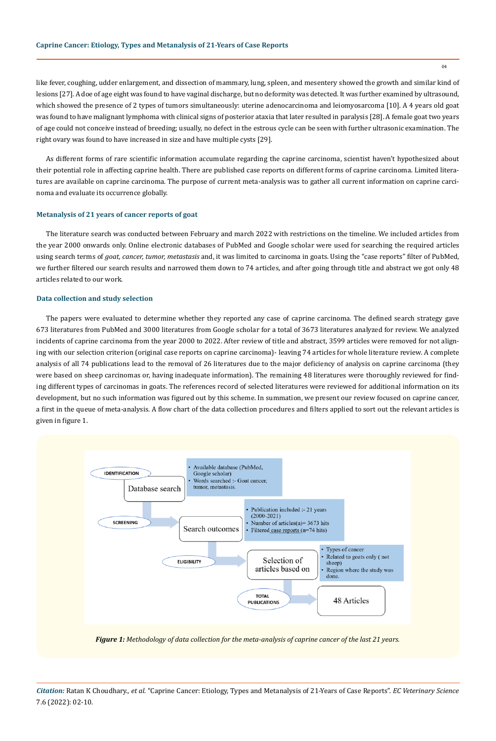like fever, coughing, udder enlargement, and dissection of mammary, lung, spleen, and mesentery showed the growth and similar kind of lesions [27]. A doe of age eight was found to have vaginal discharge, but no deformity was detected. It was further examined by ultrasound, which showed the presence of 2 types of tumors simultaneously: uterine adenocarcinoma and leiomyosarcoma [10]. A 4 years old goat was found to have malignant lymphoma with clinical signs of posterior ataxia that later resulted in paralysis [28]. A female goat two years of age could not conceive instead of breeding; usually, no defect in the estrous cycle can be seen with further ultrasonic examination. The right ovary was found to have increased in size and have multiple cysts [29].

As different forms of rare scientific information accumulate regarding the caprine carcinoma, scientist haven't hypothesized about their potential role in affecting caprine health. There are published case reports on different forms of caprine carcinoma. Limited literatures are available on caprine carcinoma. The purpose of current meta-analysis was to gather all current information on caprine carcinoma and evaluate its occurrence globally.

### Metanalysis of 21 years of cancer reports of goat

The literature search was conducted between February and march 2022 with restrictions on the timeline. We included articles from the year 2000 onwards only. Online electronic databases of PubMed and Google scholar were used for searching the required articles using search terms of *goat, cancer, tumor, metastasis* and, it was limited to carcinoma in goats. Using the "case reports" filter of PubMed, we further filtered our search results and narrowed them down to 74 articles, and after going through title and abstract we got only 48 articles related to our work.

### Data collection and study selection

The papers were evaluated to determine whether they reported any case of caprine carcinoma. The defined search strategy gave 673 literatures from PubMed and 3000 literatures from Google scholar for a total of 3673 literatures analyzed for review. We analyzed incidents of caprine carcinoma from the year 2000 to 2022. After review of title and abstract, 3599 articles were removed for not aligning with our selection criterion (original case reports on caprine carcinoma)- leaving 74 articles for whole literature review. A complete analysis of all 74 publications lead to the removal of 26 literatures due to the major deficiency of analysis on caprine carcinoma (they were based on sheep carcinomas or, having inadequate information). The remaining 48 literatures were thoroughly reviewed for finding different types of carcinomas in goats. The references record of selected literatures were reviewed for additional information on its development, but no such information was figured out by this scheme. In summation, we present our review focused on caprine cancer, a first in the queue of meta-analysis. A flow chart of the data collection procedures and filters applied to sort out the relevant articles is given in figure 1.

IDENTIFICATION → Database search
- Available database (PubMed, Google scholar)
- Words searched :- Goat cancer, tumor, metastasis.

SCREENING → Search outcomes
- Publication included :- 21 years (2000-2021)
- Number of articles(n)= 3673 hits
- Filtered case reports (n=74 hits)

ELIGIBILITY → Selection of articles based on
- Types of cancer
- Related to goats only ( not sheep)
- Region where the study was done.

TOTAL PUBLICATIONS → 48 Articles

***Figure 1:*** *Methodology of data collection for the meta-analysis of caprine cancer of the last 21 years.*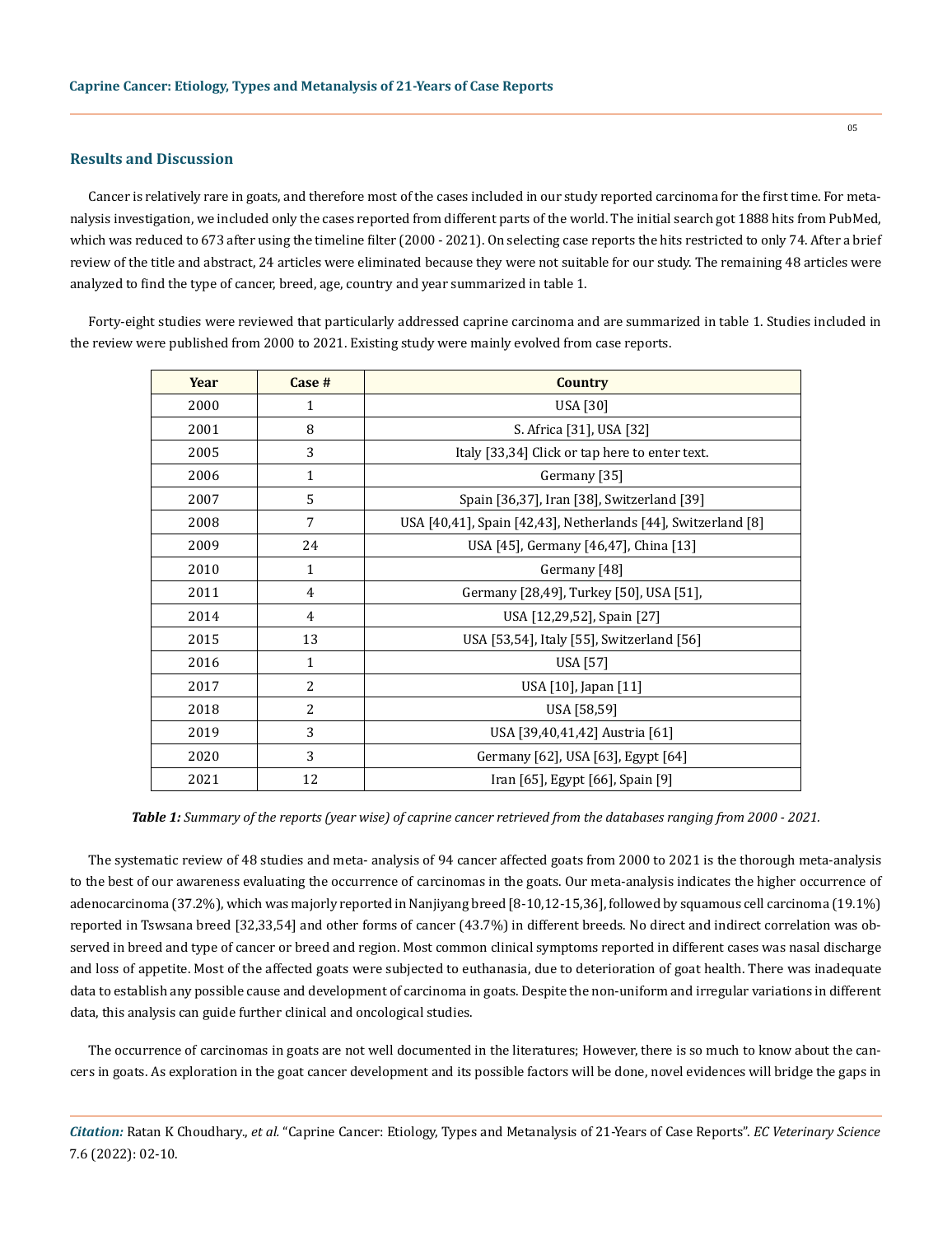## Results and Discussion

Cancer is relatively rare in goats, and therefore most of the cases included in our study reported carcinoma for the first time. For metanalysis investigation, we included only the cases reported from different parts of the world. The initial search got 1888 hits from PubMed, which was reduced to 673 after using the timeline filter (2000 - 2021). On selecting case reports the hits restricted to only 74. After a brief review of the title and abstract, 24 articles were eliminated because they were not suitable for our study. The remaining 48 articles were analyzed to find the type of cancer, breed, age, country and year summarized in table 1.

Forty-eight studies were reviewed that particularly addressed caprine carcinoma and are summarized in table 1. Studies included in the review were published from 2000 to 2021. Existing study were mainly evolved from case reports.

| Year | Case # | Country |
|---|---|---|
| 2000 | 1 | USA [30] |
| 2001 | 8 | S. Africa [31], USA [32] |
| 2005 | 3 | Italy [33,34] Click or tap here to enter text. |
| 2006 | 1 | Germany [35] |
| 2007 | 5 | Spain [36,37], Iran [38], Switzerland [39] |
| 2008 | 7 | USA [40,41], Spain [42,43], Netherlands [44], Switzerland [8] |
| 2009 | 24 | USA [45], Germany [46,47], China [13] |
| 2010 | 1 | Germany [48] |
| 2011 | 4 | Germany [28,49], Turkey [50], USA [51], |
| 2014 | 4 | USA [12,29,52], Spain [27] |
| 2015 | 13 | USA [53,54], Italy [55], Switzerland [56] |
| 2016 | 1 | USA [57] |
| 2017 | 2 | USA [10], Japan [11] |
| 2018 | 2 | USA [58,59] |
| 2019 | 3 | USA [39,40,41,42] Austria [61] |
| 2020 | 3 | Germany [62], USA [63], Egypt [64] |
| 2021 | 12 | Iran [65], Egypt [66], Spain [9] |

***Table 1:*** *Summary of the reports (year wise) of caprine cancer retrieved from the databases ranging from 2000 - 2021.*

The systematic review of 48 studies and meta- analysis of 94 cancer affected goats from 2000 to 2021 is the thorough meta-analysis to the best of our awareness evaluating the occurrence of carcinomas in the goats. Our meta-analysis indicates the higher occurrence of adenocarcinoma (37.2%), which was majorly reported in Nanjiyang breed [8-10,12-15,36], followed by squamous cell carcinoma (19.1%) reported in Tswsana breed [32,33,54] and other forms of cancer (43.7%) in different breeds. No direct and indirect correlation was observed in breed and type of cancer or breed and region. Most common clinical symptoms reported in different cases was nasal discharge and loss of appetite. Most of the affected goats were subjected to euthanasia, due to deterioration of goat health. There was inadequate data to establish any possible cause and development of carcinoma in goats. Despite the non-uniform and irregular variations in different data, this analysis can guide further clinical and oncological studies.

The occurrence of carcinomas in goats are not well documented in the literatures; However, there is so much to know about the cancers in goats. As exploration in the goat cancer development and its possible factors will be done, novel evidences will bridge the gaps in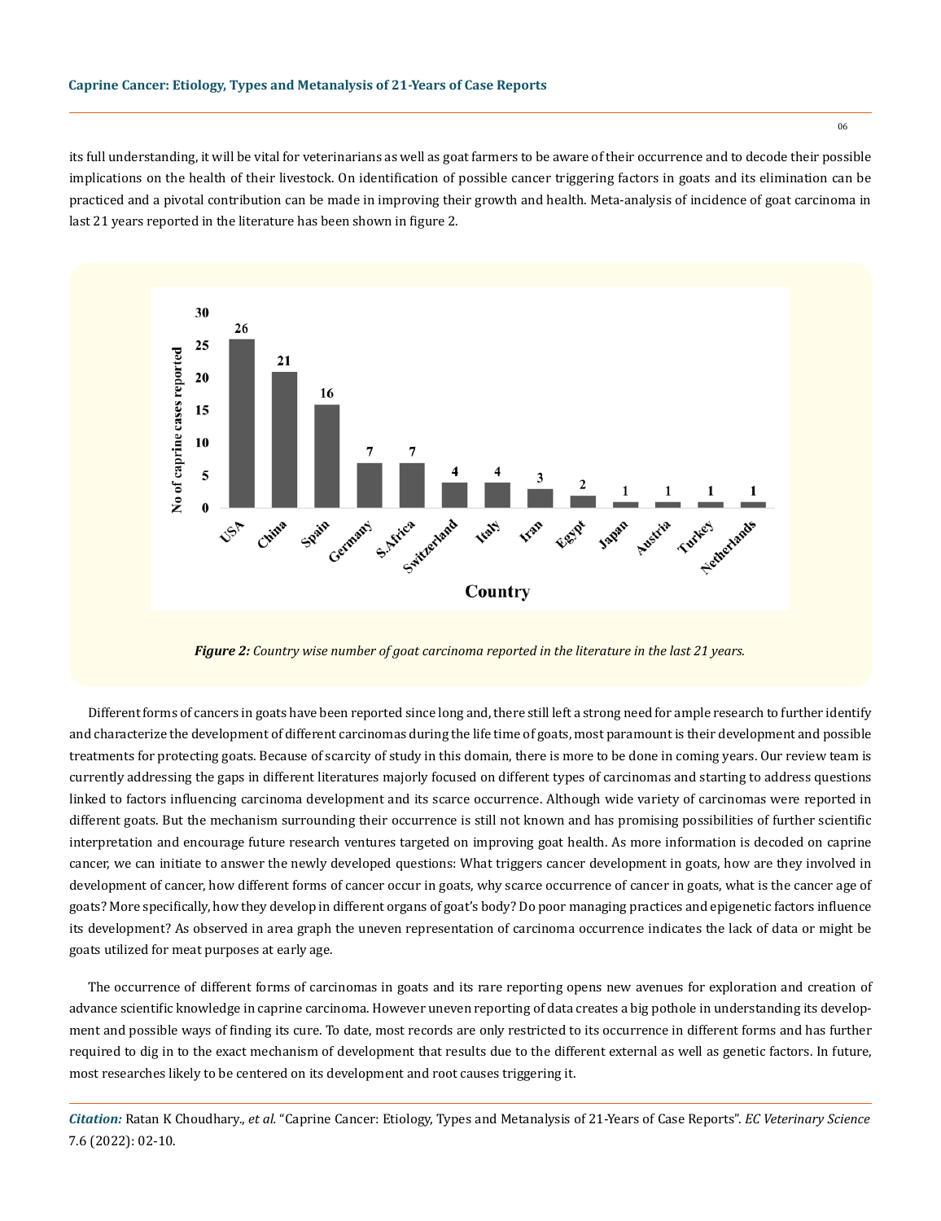its full understanding, it will be vital for veterinarians as well as goat farmers to be aware of their occurrence and to decode their possible implications on the health of their livestock. On identification of possible cancer triggering factors in goats and its elimination can be practiced and a pivotal contribution can be made in improving their growth and health. Meta-analysis of incidence of goat carcinoma in last 21 years reported in the literature has been shown in figure 2.

| Country | No of caprine cases reported |
| --- | --- |
| USA | 26 |
| China | 21 |
| Spain | 16 |
| Germany | 7 |
| S.Africa | 7 |
| Switzerland | 4 |
| Italy | 4 |
| Iran | 3 |
| Egypt | 2 |
| Japan | 1 |
| Austria | 1 |
| Turkey | 1 |
| Netherlands | 1 |

***Figure 2:*** *Country wise number of goat carcinoma reported in the literature in the last 21 years.*

Different forms of cancers in goats have been reported since long and, there still left a strong need for ample research to further identify and characterize the development of different carcinomas during the life time of goats, most paramount is their development and possible treatments for protecting goats. Because of scarcity of study in this domain, there is more to be done in coming years. Our review team is currently addressing the gaps in different literatures majorly focused on different types of carcinomas and starting to address questions linked to factors influencing carcinoma development and its scarce occurrence. Although wide variety of carcinomas were reported in different goats. But the mechanism surrounding their occurrence is still not known and has promising possibilities of further scientific interpretation and encourage future research ventures targeted on improving goat health. As more information is decoded on caprine cancer, we can initiate to answer the newly developed questions: What triggers cancer development in goats, how are they involved in development of cancer, how different forms of cancer occur in goats, why scarce occurrence of cancer in goats, what is the cancer age of goats? More specifically, how they develop in different organs of goat's body? Do poor managing practices and epigenetic factors influence its development? As observed in area graph the uneven representation of carcinoma occurrence indicates the lack of data or might be goats utilized for meat purposes at early age.

The occurrence of different forms of carcinomas in goats and its rare reporting opens new avenues for exploration and creation of advance scientific knowledge in caprine carcinoma. However uneven reporting of data creates a big pothole in understanding its development and possible ways of finding its cure. To date, most records are only restricted to its occurrence in different forms and has further required to dig in to the exact mechanism of development that results due to the different external as well as genetic factors. In future, most researches likely to be centered on its development and root causes triggering it.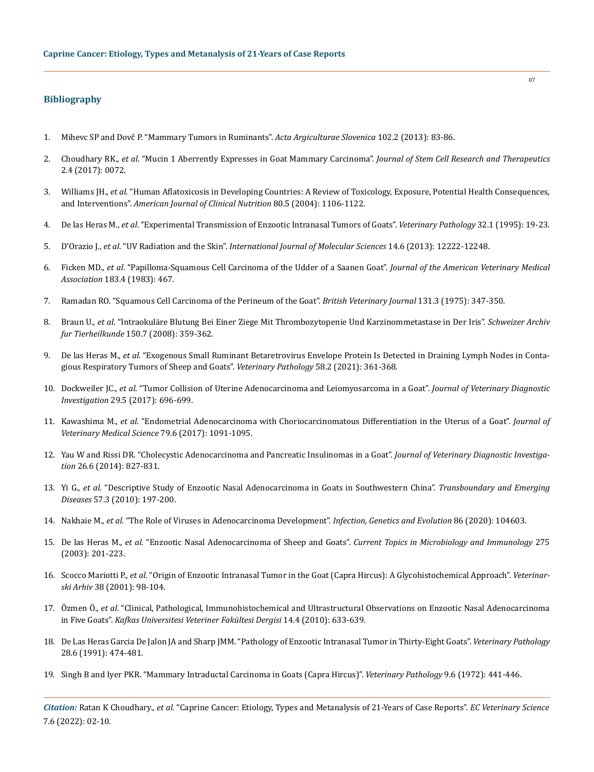## Bibliography

1. Mihevc SP and Dovč P. "Mammary Tumors in Ruminants". *Acta Argiculturae Slovenica* 102.2 (2013): 83-86.

2. Choudhary RK., *et al*. "Mucin 1 Aberrently Expresses in Goat Mammary Carcinoma". *Journal of Stem Cell Research and Therapeutics* 2.4 (2017): 0072.

3. Williams JH., *et al*. "Human Aflatoxicosis in Developing Countries: A Review of Toxicology, Exposure, Potential Health Consequences, and Interventions". *American Journal of Clinical Nutrition* 80.5 (2004): 1106-1122.

4. De las Heras M., *et al*. "Experimental Transmission of Enzootic Intranasal Tumors of Goats". *Veterinary Pathology* 32.1 (1995): 19-23.

5. D'Orazio J., *et al*. "UV Radiation and the Skin". *International Journal of Molecular Sciences* 14.6 (2013): 12222-12248.

6. Ficken MD., *et al*. "Papilloma-Squamous Cell Carcinoma of the Udder of a Saanen Goat". *Journal of the American Veterinary Medical Association* 183.4 (1983): 467.

7. Ramadan RO. "Squamous Cell Carcinoma of the Perineum of the Goat". *British Veterinary Journal* 131.3 (1975): 347-350.

8. Braun U., *et al*. "Intraokuläre Blutung Bei Einer Ziege Mit Thrombozytopenie Und Karzinommetastase in Der Iris". *Schweizer Archiv fur Tierheilkunde* 150.7 (2008): 359-362.

9. De las Heras M., *et al*. "Exogenous Small Ruminant Betaretrovirus Envelope Protein Is Detected in Draining Lymph Nodes in Contagious Respiratory Tumors of Sheep and Goats". *Veterinary Pathology* 58.2 (2021): 361-368.

10. Dockweiler JC., *et al*. "Tumor Collision of Uterine Adenocarcinoma and Leiomyosarcoma in a Goat". *Journal of Veterinary Diagnostic Investigation* 29.5 (2017): 696-699.

11. Kawashima M., *et al*. "Endometrial Adenocarcinoma with Choriocarcinomatous Differentiation in the Uterus of a Goat". *Journal of Veterinary Medical Science* 79.6 (2017): 1091-1095.

12. Yau W and Rissi DR. "Cholecystic Adenocarcinoma and Pancreatic Insulinomas in a Goat". *Journal of Veterinary Diagnostic Investigation* 26.6 (2014): 827-831.

13. Yi G., *et al*. "Descriptive Study of Enzootic Nasal Adenocarcinoma in Goats in Southwestern China". *Transboundary and Emerging Diseases* 57.3 (2010): 197-200.

14. Nakhaie M., *et al*. "The Role of Viruses in Adenocarcinoma Development". *Infection, Genetics and Evolution* 86 (2020): 104603.

15. De las Heras M., *et al*. "Enzootic Nasal Adenocarcinoma of Sheep and Goats". *Current Topics in Microbiology and Immunology* 275 (2003): 201-223.

16. Scocco Mariotti P., *et al*. "Origin of Enzootic Intranasal Tumor in the Goat (Capra Hircus): A Glycohistochemical Approach". *Veterinarski Arhiv* 38 (2001): 98-104.

17. Özmen Ö., *et al*. "Clinical, Pathological, Immunohistochemical and Ultrastructural Observations on Enzootic Nasal Adenocarcinoma in Five Goats". *Kafkas Universitesi Veteriner Fakültesi Dergisi* 14.4 (2010): 633-639.

18. De Las Heras Garcia De Jalon JA and Sharp JMM. "Pathology of Enzootic Intranasal Tumor in Thirty-Eight Goats". *Veterinary Pathology* 28.6 (1991): 474-481.

19. Singh B and Iyer PKR. "Mammary Intraductal Carcinoma in Goats (Capra Hircus)". *Veterinary Pathology* 9.6 (1972): 441-446.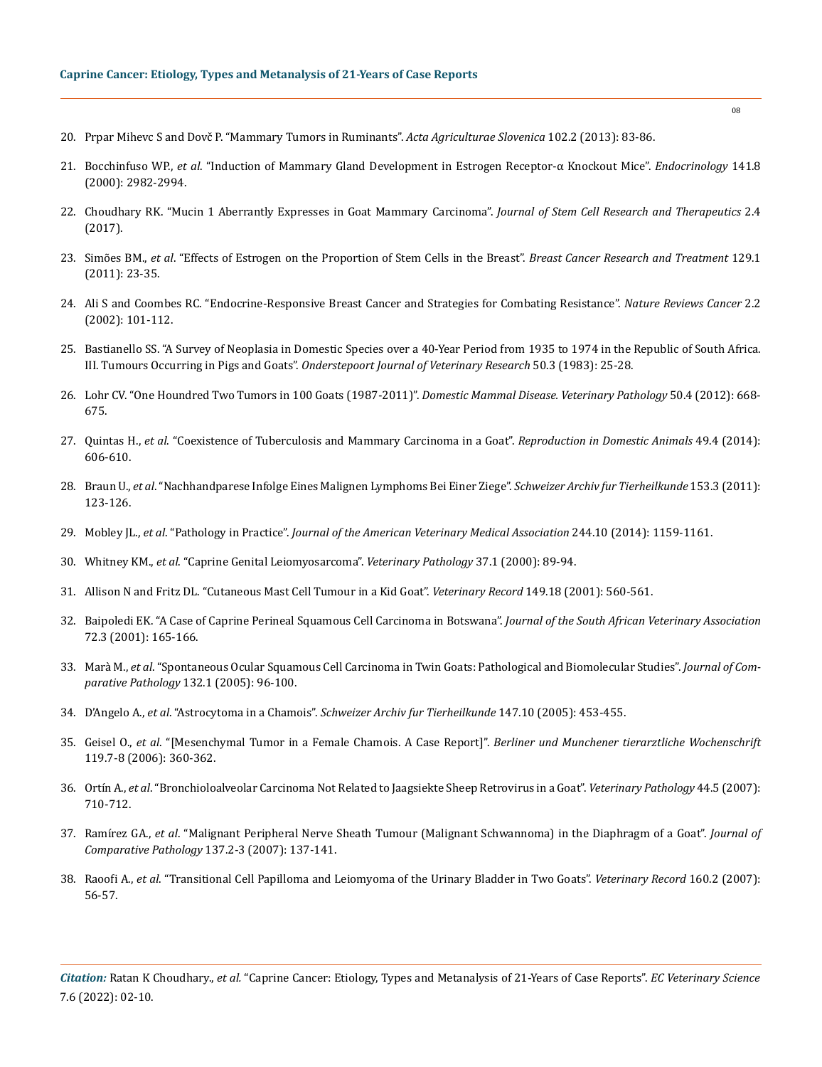20. Prpar Mihevc S and Dovč P. "Mammary Tumors in Ruminants". *Acta Agriculturae Slovenica* 102.2 (2013): 83-86.

21. Bocchinfuso WP., *et al*. "Induction of Mammary Gland Development in Estrogen Receptor-α Knockout Mice". *Endocrinology* 141.8 (2000): 2982-2994.

22. Choudhary RK. "Mucin 1 Aberrantly Expresses in Goat Mammary Carcinoma". *Journal of Stem Cell Research and Therapeutics* 2.4 (2017).

23. Simões BM., *et al*. "Effects of Estrogen on the Proportion of Stem Cells in the Breast". *Breast Cancer Research and Treatment* 129.1 (2011): 23-35.

24. Ali S and Coombes RC. "Endocrine-Responsive Breast Cancer and Strategies for Combating Resistance". *Nature Reviews Cancer* 2.2 (2002): 101-112.

25. Bastianello SS. "A Survey of Neoplasia in Domestic Species over a 40-Year Period from 1935 to 1974 in the Republic of South Africa. III. Tumours Occurring in Pigs and Goats". *Onderstepoort Journal of Veterinary Research* 50.3 (1983): 25-28.

26. Lohr CV. "One Houndred Two Tumors in 100 Goats (1987-2011)". *Domestic Mammal Disease. Veterinary Pathology* 50.4 (2012): 668-675.

27. Quintas H., *et al*. "Coexistence of Tuberculosis and Mammary Carcinoma in a Goat". *Reproduction in Domestic Animals* 49.4 (2014): 606-610.

28. Braun U., *et al*. "Nachhandparese Infolge Eines Malignen Lymphoms Bei Einer Ziege". *Schweizer Archiv fur Tierheilkunde* 153.3 (2011): 123-126.

29. Mobley JL., *et al*. "Pathology in Practice". *Journal of the American Veterinary Medical Association* 244.10 (2014): 1159-1161.

30. Whitney KM., *et al*. "Caprine Genital Leiomyosarcoma". *Veterinary Pathology* 37.1 (2000): 89-94.

31. Allison N and Fritz DL. "Cutaneous Mast Cell Tumour in a Kid Goat". *Veterinary Record* 149.18 (2001): 560-561.

32. Baipoledi EK. "A Case of Caprine Perineal Squamous Cell Carcinoma in Botswana". *Journal of the South African Veterinary Association* 72.3 (2001): 165-166.

33. Marà M., *et al*. "Spontaneous Ocular Squamous Cell Carcinoma in Twin Goats: Pathological and Biomolecular Studies". *Journal of Comparative Pathology* 132.1 (2005): 96-100.

34. D'Angelo A., *et al*. "Astrocytoma in a Chamois". *Schweizer Archiv fur Tierheilkunde* 147.10 (2005): 453-455.

35. Geisel O., *et al*. "[Mesenchymal Tumor in a Female Chamois. A Case Report]". *Berliner und Munchener tierarztliche Wochenschrift* 119.7-8 (2006): 360-362.

36. Ortín A., *et al*. "Bronchioloalveolar Carcinoma Not Related to Jaagsiekte Sheep Retrovirus in a Goat". *Veterinary Pathology* 44.5 (2007): 710-712.

37. Ramírez GA., *et al*. "Malignant Peripheral Nerve Sheath Tumour (Malignant Schwannoma) in the Diaphragm of a Goat". *Journal of Comparative Pathology* 137.2-3 (2007): 137-141.

38. Raoofi A., *et al*. "Transitional Cell Papilloma and Leiomyoma of the Urinary Bladder in Two Goats". *Veterinary Record* 160.2 (2007): 56-57.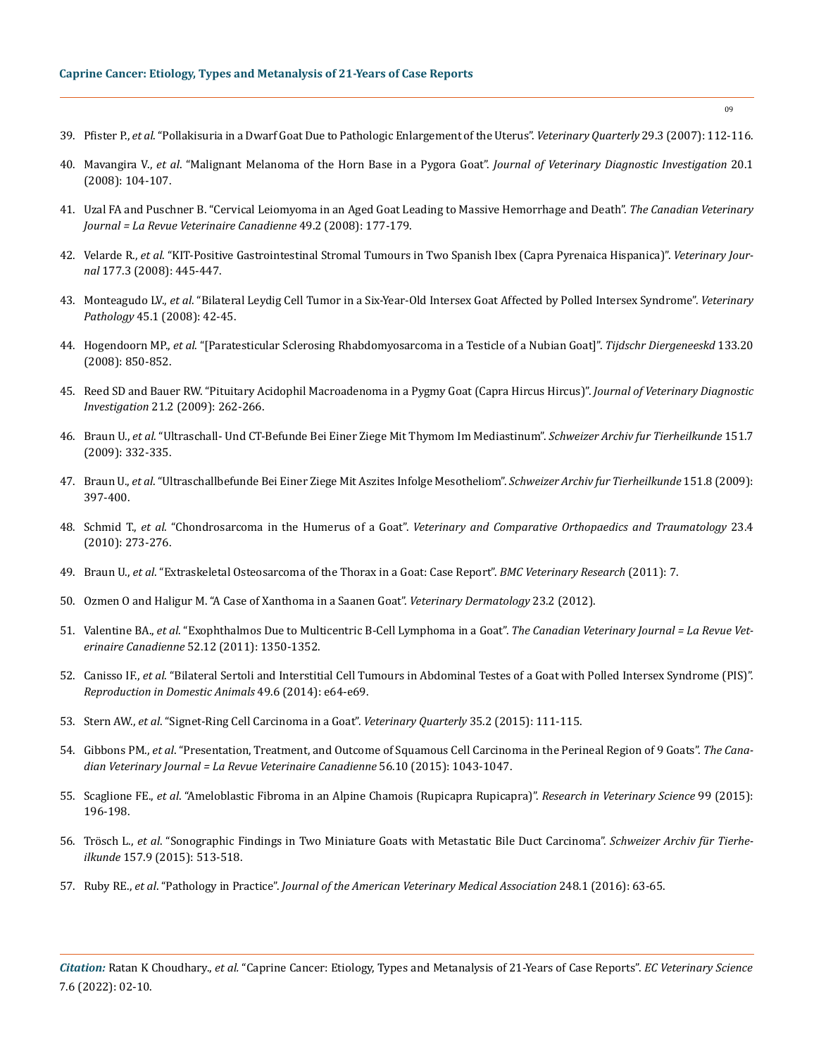39. Pfister P., *et al*. "Pollakisuria in a Dwarf Goat Due to Pathologic Enlargement of the Uterus". *Veterinary Quarterly* 29.3 (2007): 112-116.

40. Mavangira V., *et al*. "Malignant Melanoma of the Horn Base in a Pygora Goat". *Journal of Veterinary Diagnostic Investigation* 20.1 (2008): 104-107.

41. Uzal FA and Puschner B. "Cervical Leiomyoma in an Aged Goat Leading to Massive Hemorrhage and Death". *The Canadian Veterinary Journal = La Revue Veterinaire Canadienne* 49.2 (2008): 177-179.

42. Velarde R., *et al*. "KIT-Positive Gastrointestinal Stromal Tumours in Two Spanish Ibex (Capra Pyrenaica Hispanica)". *Veterinary Journal* 177.3 (2008): 445-447.

43. Monteagudo LV., *et al*. "Bilateral Leydig Cell Tumor in a Six-Year-Old Intersex Goat Affected by Polled Intersex Syndrome". *Veterinary Pathology* 45.1 (2008): 42-45.

44. Hogendoorn MP., *et al*. "[Paratesticular Sclerosing Rhabdomyosarcoma in a Testicle of a Nubian Goat]". *Tijdschr Diergeneeskd* 133.20 (2008): 850-852.

45. Reed SD and Bauer RW. "Pituitary Acidophil Macroadenoma in a Pygmy Goat (Capra Hircus Hircus)". *Journal of Veterinary Diagnostic Investigation* 21.2 (2009): 262-266.

46. Braun U., *et al*. "Ultraschall- Und CT-Befunde Bei Einer Ziege Mit Thymom Im Mediastinum". *Schweizer Archiv fur Tierheilkunde* 151.7 (2009): 332-335.

47. Braun U., *et al*. "Ultraschallbefunde Bei Einer Ziege Mit Aszites Infolge Mesotheliom". *Schweizer Archiv fur Tierheilkunde* 151.8 (2009): 397-400.

48. Schmid T., *et al*. "Chondrosarcoma in the Humerus of a Goat". *Veterinary and Comparative Orthopaedics and Traumatology* 23.4 (2010): 273-276.

49. Braun U., *et al*. "Extraskeletal Osteosarcoma of the Thorax in a Goat: Case Report". *BMC Veterinary Research* (2011): 7.

50. Ozmen O and Haligur M. "A Case of Xanthoma in a Saanen Goat". *Veterinary Dermatology* 23.2 (2012).

51. Valentine BA., *et al*. "Exophthalmos Due to Multicentric B-Cell Lymphoma in a Goat". *The Canadian Veterinary Journal = La Revue Veterinaire Canadienne* 52.12 (2011): 1350-1352.

52. Canisso IF., *et al*. "Bilateral Sertoli and Interstitial Cell Tumours in Abdominal Testes of a Goat with Polled Intersex Syndrome (PIS)". *Reproduction in Domestic Animals* 49.6 (2014): e64-e69.

53. Stern AW., *et al*. "Signet-Ring Cell Carcinoma in a Goat". *Veterinary Quarterly* 35.2 (2015): 111-115.

54. Gibbons PM., *et al*. "Presentation, Treatment, and Outcome of Squamous Cell Carcinoma in the Perineal Region of 9 Goats". *The Canadian Veterinary Journal = La Revue Veterinaire Canadienne* 56.10 (2015): 1043-1047.

55. Scaglione FE., *et al*. "Ameloblastic Fibroma in an Alpine Chamois (Rupicapra Rupicapra)". *Research in Veterinary Science* 99 (2015): 196-198.

56. Trösch L., *et al*. "Sonographic Findings in Two Miniature Goats with Metastatic Bile Duct Carcinoma". *Schweizer Archiv für Tierheilkunde* 157.9 (2015): 513-518.

57. Ruby RE., *et al*. "Pathology in Practice". *Journal of the American Veterinary Medical Association* 248.1 (2016): 63-65.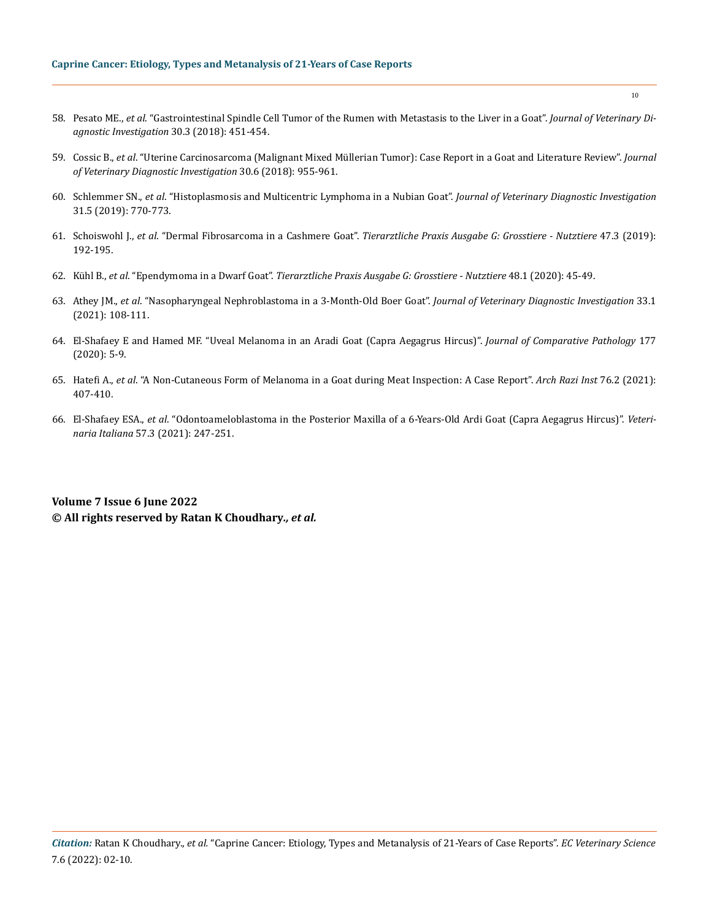58. Pesato ME., *et al*. "Gastrointestinal Spindle Cell Tumor of the Rumen with Metastasis to the Liver in a Goat". *Journal of Veterinary Diagnostic Investigation* 30.3 (2018): 451-454.

59. Cossic B., *et al*. "Uterine Carcinosarcoma (Malignant Mixed Müllerian Tumor): Case Report in a Goat and Literature Review". *Journal of Veterinary Diagnostic Investigation* 30.6 (2018): 955-961.

60. Schlemmer SN., *et al*. "Histoplasmosis and Multicentric Lymphoma in a Nubian Goat". *Journal of Veterinary Diagnostic Investigation* 31.5 (2019): 770-773.

61. Schoiswohl J., *et al*. "Dermal Fibrosarcoma in a Cashmere Goat". *Tierarztliche Praxis Ausgabe G: Grosstiere - Nutztiere* 47.3 (2019): 192-195.

62. Kühl B., *et al*. "Ependymoma in a Dwarf Goat". *Tierarztliche Praxis Ausgabe G: Grosstiere - Nutztiere* 48.1 (2020): 45-49.

63. Athey JM., *et al*. "Nasopharyngeal Nephroblastoma in a 3-Month-Old Boer Goat". *Journal of Veterinary Diagnostic Investigation* 33.1 (2021): 108-111.

64. El-Shafaey E and Hamed MF. "Uveal Melanoma in an Aradi Goat (Capra Aegagrus Hircus)". *Journal of Comparative Pathology* 177 (2020): 5-9.

65. Hatefi A., *et al*. "A Non-Cutaneous Form of Melanoma in a Goat during Meat Inspection: A Case Report". *Arch Razi Inst* 76.2 (2021): 407-410.

66. El-Shafaey ESA., *et al*. "Odontoameloblastoma in the Posterior Maxilla of a 6-Years-Old Ardi Goat (Capra Aegagrus Hircus)". *Veterinaria Italiana* 57.3 (2021): 247-251.

**Volume 7 Issue 6 June 2022**
**© All rights reserved by Ratan K Choudhary., *et al.***